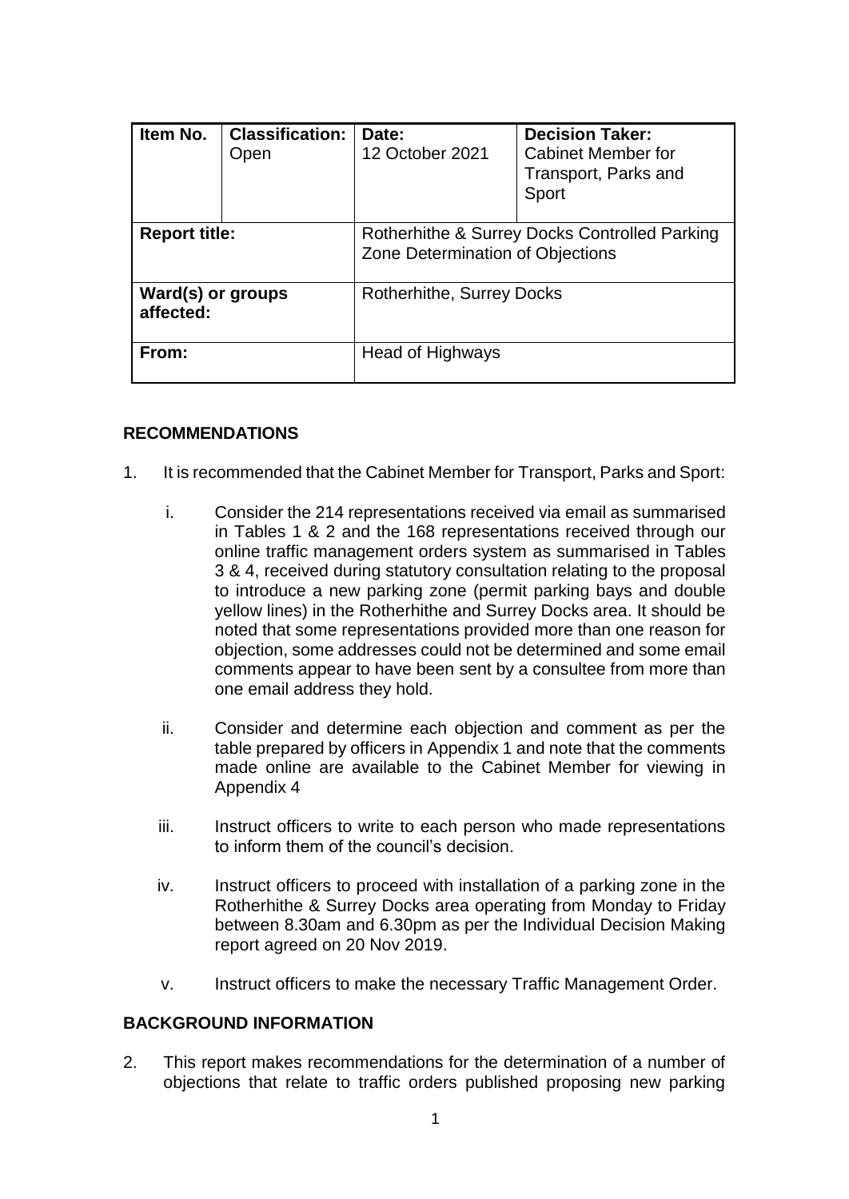| Item No. | Classification: Open | Date: 12 October 2021 | Decision Taker: Cabinet Member for Transport, Parks and Sport |
|---|---|---|---|
| **Report title:** | | Rotherhithe & Surrey Docks Controlled Parking Zone Determination of Objections | |
| **Ward(s) or groups affected:** | | Rotherhithe, Surrey Docks | |
| **From:** | | Head of Highways | |

## RECOMMENDATIONS

1. It is recommended that the Cabinet Member for Transport, Parks and Sport:

   i. Consider the 214 representations received via email as summarised in Tables 1 & 2 and the 168 representations received through our online traffic management orders system as summarised in Tables 3 & 4, received during statutory consultation relating to the proposal to introduce a new parking zone (permit parking bays and double yellow lines) in the Rotherhithe and Surrey Docks area. It should be noted that some representations provided more than one reason for objection, some addresses could not be determined and some email comments appear to have been sent by a consultee from more than one email address they hold.

   ii. Consider and determine each objection and comment as per the table prepared by officers in Appendix 1 and note that the comments made online are available to the Cabinet Member for viewing in Appendix 4

   iii. Instruct officers to write to each person who made representations to inform them of the council's decision.

   iv. Instruct officers to proceed with installation of a parking zone in the Rotherhithe & Surrey Docks area operating from Monday to Friday between 8.30am and 6.30pm as per the Individual Decision Making report agreed on 20 Nov 2019.

   v. Instruct officers to make the necessary Traffic Management Order.

## BACKGROUND INFORMATION

2. This report makes recommendations for the determination of a number of objections that relate to traffic orders published proposing new parking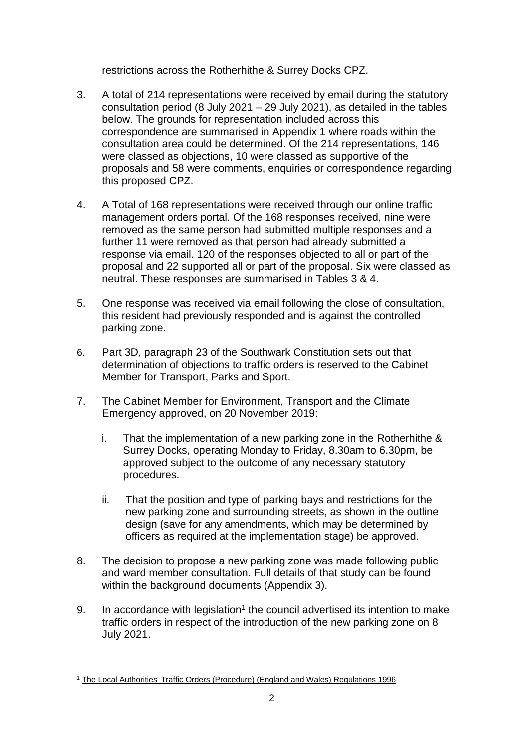restrictions across the Rotherhithe & Surrey Docks CPZ.

3. A total of 214 representations were received by email during the statutory consultation period (8 July 2021 – 29 July 2021), as detailed in the tables below. The grounds for representation included across this correspondence are summarised in Appendix 1 where roads within the consultation area could be determined. Of the 214 representations, 146 were classed as objections, 10 were classed as supportive of the proposals and 58 were comments, enquiries or correspondence regarding this proposed CPZ.

4. A Total of 168 representations were received through our online traffic management orders portal. Of the 168 responses received, nine were removed as the same person had submitted multiple responses and a further 11 were removed as that person had already submitted a response via email. 120 of the responses objected to all or part of the proposal and 22 supported all or part of the proposal. Six were classed as neutral. These responses are summarised in Tables 3 & 4.

5. One response was received via email following the close of consultation, this resident had previously responded and is against the controlled parking zone.

6. Part 3D, paragraph 23 of the Southwark Constitution sets out that determination of objections to traffic orders is reserved to the Cabinet Member for Transport, Parks and Sport.

7. The Cabinet Member for Environment, Transport and the Climate Emergency approved, on 20 November 2019:

   i. That the implementation of a new parking zone in the Rotherhithe & Surrey Docks, operating Monday to Friday, 8.30am to 6.30pm, be approved subject to the outcome of any necessary statutory procedures.

   ii. That the position and type of parking bays and restrictions for the new parking zone and surrounding streets, as shown in the outline design (save for any amendments, which may be determined by officers as required at the implementation stage) be approved.

8. The decision to propose a new parking zone was made following public and ward member consultation. Full details of that study can be found within the background documents (Appendix 3).

9. In accordance with legislation[1] the council advertised its intention to make traffic orders in respect of the introduction of the new parking zone on 8 July 2021.

[1] The Local Authorities' Traffic Orders (Procedure) (England and Wales) Regulations 1996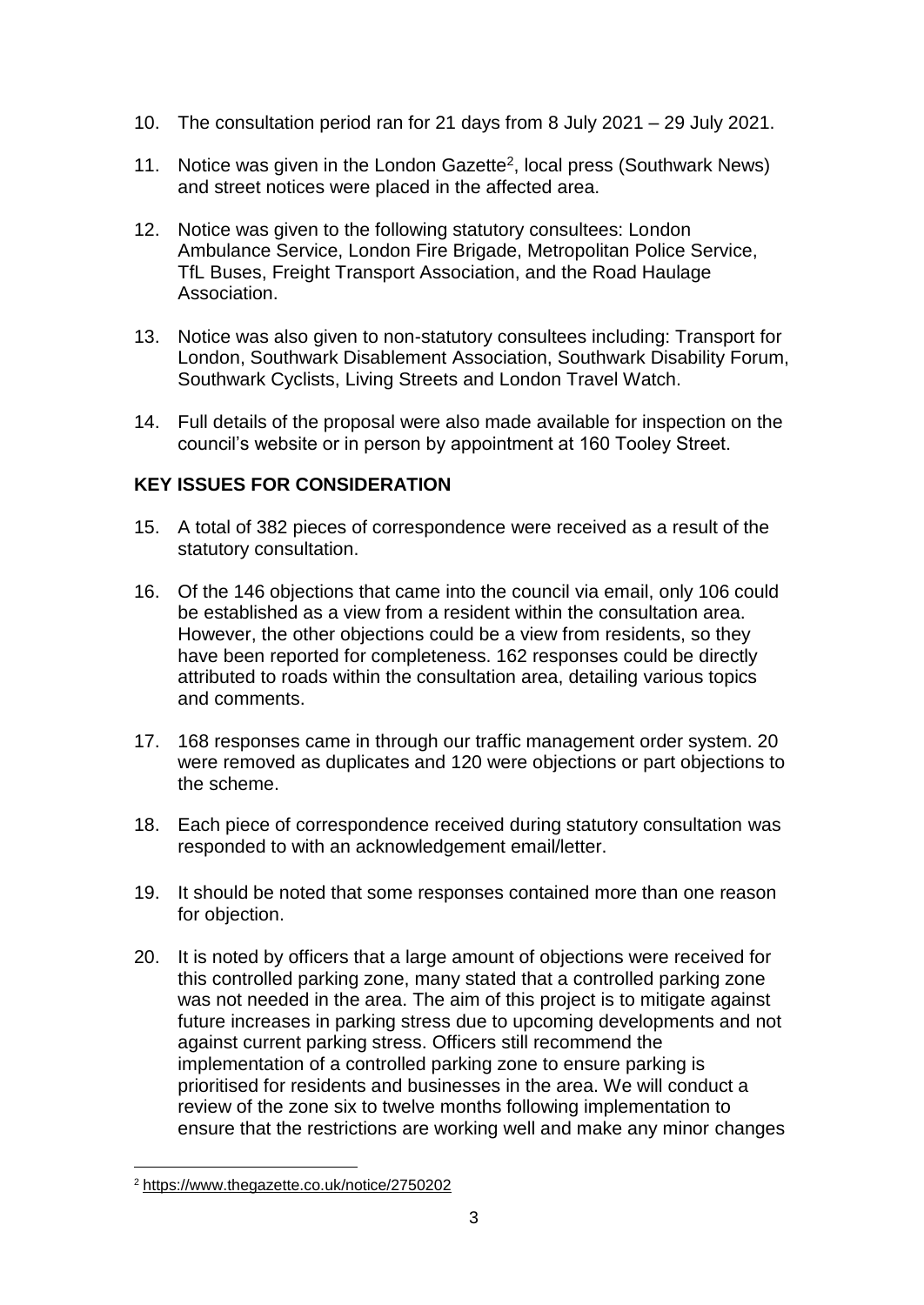10. The consultation period ran for 21 days from 8 July 2021 – 29 July 2021.

11. Notice was given in the London Gazette[2], local press (Southwark News) and street notices were placed in the affected area.

12. Notice was given to the following statutory consultees: London Ambulance Service, London Fire Brigade, Metropolitan Police Service, TfL Buses, Freight Transport Association, and the Road Haulage Association.

13. Notice was also given to non-statutory consultees including: Transport for London, Southwark Disablement Association, Southwark Disability Forum, Southwark Cyclists, Living Streets and London Travel Watch.

14. Full details of the proposal were also made available for inspection on the council's website or in person by appointment at 160 Tooley Street.

**KEY ISSUES FOR CONSIDERATION**

15. A total of 382 pieces of correspondence were received as a result of the statutory consultation.

16. Of the 146 objections that came into the council via email, only 106 could be established as a view from a resident within the consultation area. However, the other objections could be a view from residents, so they have been reported for completeness. 162 responses could be directly attributed to roads within the consultation area, detailing various topics and comments.

17. 168 responses came in through our traffic management order system. 20 were removed as duplicates and 120 were objections or part objections to the scheme.

18. Each piece of correspondence received during statutory consultation was responded to with an acknowledgement email/letter.

19. It should be noted that some responses contained more than one reason for objection.

20. It is noted by officers that a large amount of objections were received for this controlled parking zone, many stated that a controlled parking zone was not needed in the area. The aim of this project is to mitigate against future increases in parking stress due to upcoming developments and not against current parking stress. Officers still recommend the implementation of a controlled parking zone to ensure parking is prioritised for residents and businesses in the area. We will conduct a review of the zone six to twelve months following implementation to ensure that the restrictions are working well and make any minor changes

[2] https://www.thegazette.co.uk/notice/2750202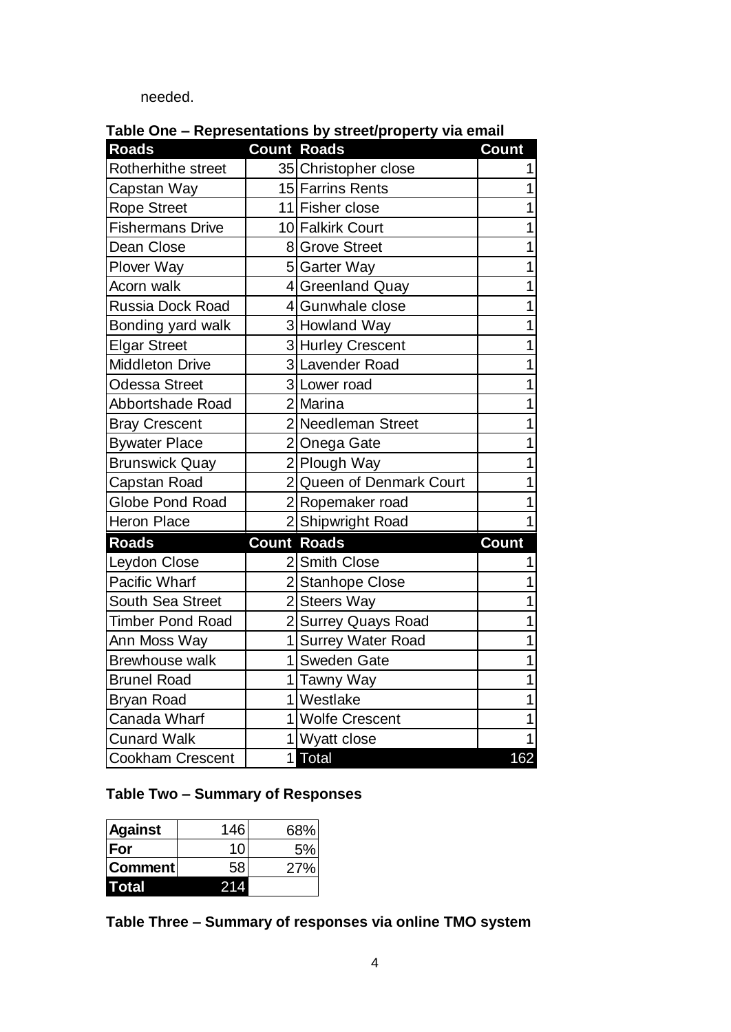needed.

**Table One – Representations by street/property via email**

| Roads | Count | Roads | Count |
|---|---|---|---|
| Rotherhithe street | 35 | Christopher close | 1 |
| Capstan Way | 15 | Farrins Rents | 1 |
| Rope Street | 11 | Fisher close | 1 |
| Fishermans Drive | 10 | Falkirk Court | 1 |
| Dean Close | 8 | Grove Street | 1 |
| Plover Way | 5 | Garter Way | 1 |
| Acorn walk | 4 | Greenland Quay | 1 |
| Russia Dock Road | 4 | Gunwhale close | 1 |
| Bonding yard walk | 3 | Howland Way | 1 |
| Elgar Street | 3 | Hurley Crescent | 1 |
| Middleton Drive | 3 | Lavender Road | 1 |
| Odessa Street | 3 | Lower road | 1 |
| Abbortshade Road | 2 | Marina | 1 |
| Bray Crescent | 2 | Needleman Street | 1 |
| Bywater Place | 2 | Onega Gate | 1 |
| Brunswick Quay | 2 | Plough Way | 1 |
| Capstan Road | 2 | Queen of Denmark Court | 1 |
| Globe Pond Road | 2 | Ropemaker road | 1 |
| Heron Place | 2 | Shipwright Road | 1 |
| **Roads** | **Count** | **Roads** | **Count** |
| Leydon Close | 2 | Smith Close | 1 |
| Pacific Wharf | 2 | Stanhope Close | 1 |
| South Sea Street | 2 | Steers Way | 1 |
| Timber Pond Road | 2 | Surrey Quays Road | 1 |
| Ann Moss Way | 1 | Surrey Water Road | 1 |
| Brewhouse walk | 1 | Sweden Gate | 1 |
| Brunel Road | 1 | Tawny Way | 1 |
| Bryan Road | 1 | Westlake | 1 |
| Canada Wharf | 1 | Wolfe Crescent | 1 |
| Cunard Walk | 1 | Wyatt close | 1 |
| Cookham Crescent | 1 | **Total** | **162** |

**Table Two – Summary of Responses**

| | | |
|---|---|---|
| **Against** | 146 | 68% |
| **For** | 10 | 5% |
| **Comment** | 58 | 27% |
| **Total** | 214 | |

**Table Three – Summary of responses via online TMO system**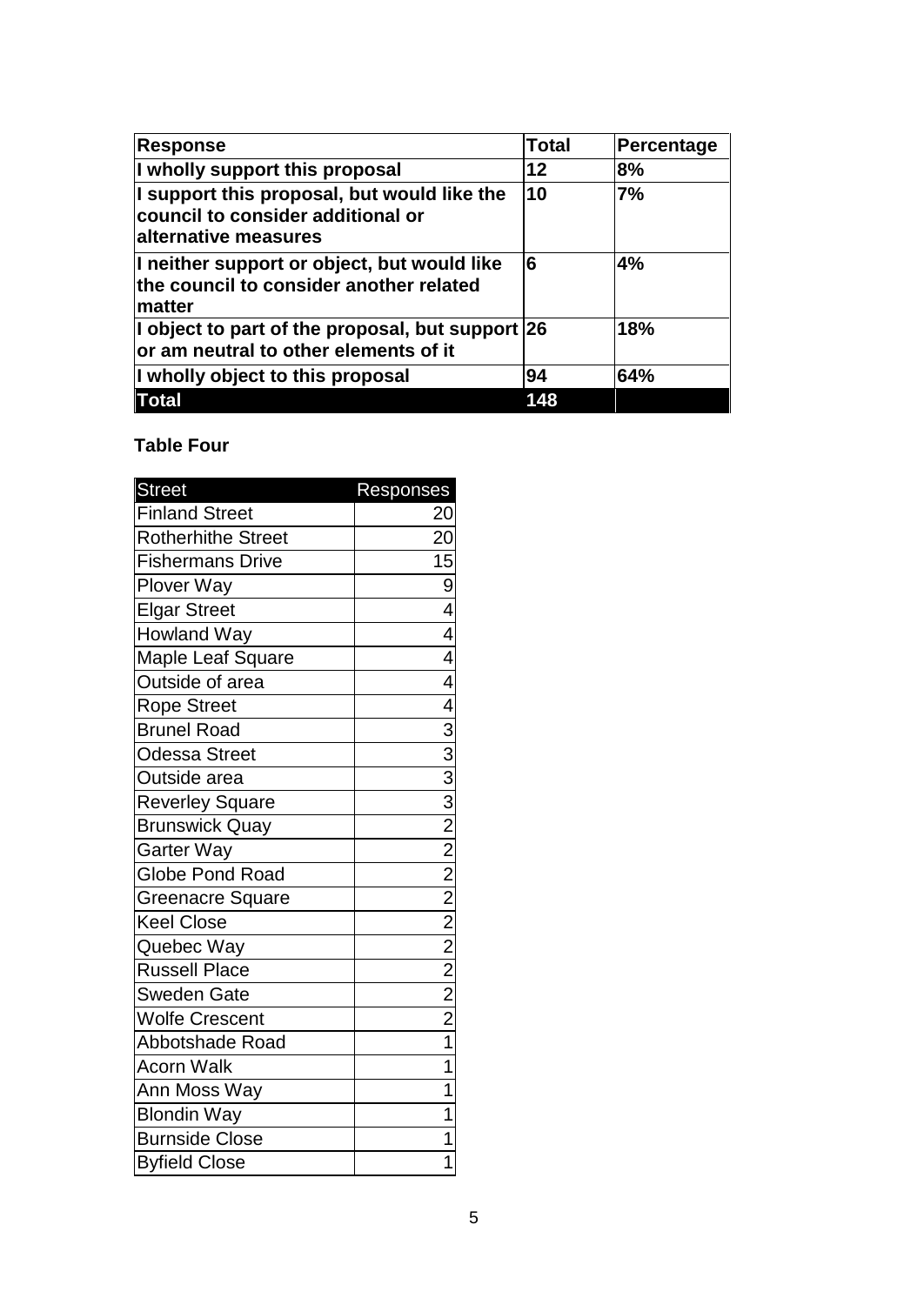| **Response** | **Total** | **Percentage** |
| --- | --- | --- |
| **I wholly support this proposal** | **12** | **8%** |
| **I support this proposal, but would like the council to consider additional or alternative measures** | **10** | **7%** |
| **I neither support or object, but would like the council to consider another related matter** | **6** | **4%** |
| **I object to part of the proposal, but support or am neutral to other elements of it** | **26** | **18%** |
| **I wholly object to this proposal** | **94** | **64%** |
| **Total** | **148** | |

**Table Four**

| Street | Responses |
| --- | --- |
| Finland Street | 20 |
| Rotherhithe Street | 20 |
| Fishermans Drive | 15 |
| Plover Way | 9 |
| Elgar Street | 4 |
| Howland Way | 4 |
| Maple Leaf Square | 4 |
| Outside of area | 4 |
| Rope Street | 4 |
| Brunel Road | 3 |
| Odessa Street | 3 |
| Outside area | 3 |
| Reverley Square | 3 |
| Brunswick Quay | 2 |
| Garter Way | 2 |
| Globe Pond Road | 2 |
| Greenacre Square | 2 |
| Keel Close | 2 |
| Quebec Way | 2 |
| Russell Place | 2 |
| Sweden Gate | 2 |
| Wolfe Crescent | 2 |
| Abbotshade Road | 1 |
| Acorn Walk | 1 |
| Ann Moss Way | 1 |
| Blondin Way | 1 |
| Burnside Close | 1 |
| Byfield Close | 1 |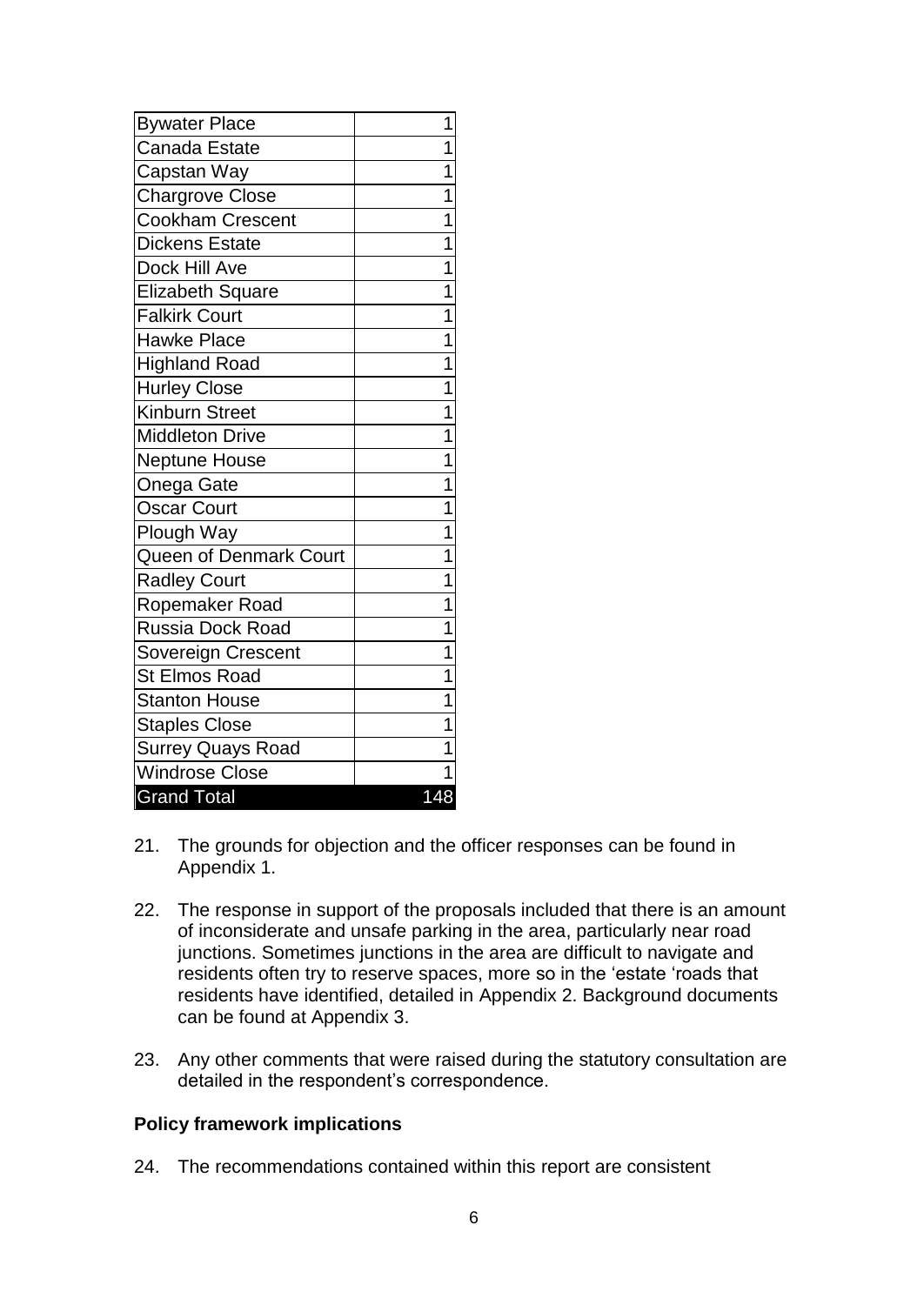| Bywater Place | 1 |
|---|---|
| Canada Estate | 1 |
| Capstan Way | 1 |
| Chargrove Close | 1 |
| Cookham Crescent | 1 |
| Dickens Estate | 1 |
| Dock Hill Ave | 1 |
| Elizabeth Square | 1 |
| Falkirk Court | 1 |
| Hawke Place | 1 |
| Highland Road | 1 |
| Hurley Close | 1 |
| Kinburn Street | 1 |
| Middleton Drive | 1 |
| Neptune House | 1 |
| Onega Gate | 1 |
| Oscar Court | 1 |
| Plough Way | 1 |
| Queen of Denmark Court | 1 |
| Radley Court | 1 |
| Ropemaker Road | 1 |
| Russia Dock Road | 1 |
| Sovereign Crescent | 1 |
| St Elmos Road | 1 |
| Stanton House | 1 |
| Staples Close | 1 |
| Surrey Quays Road | 1 |
| Windrose Close | 1 |
| **Grand Total** | **148** |

21. The grounds for objection and the officer responses can be found in Appendix 1.

22. The response in support of the proposals included that there is an amount of inconsiderate and unsafe parking in the area, particularly near road junctions. Sometimes junctions in the area are difficult to navigate and residents often try to reserve spaces, more so in the 'estate 'roads that residents have identified, detailed in Appendix 2. Background documents can be found at Appendix 3.

23. Any other comments that were raised during the statutory consultation are detailed in the respondent's correspondence.

**Policy framework implications**

24. The recommendations contained within this report are consistent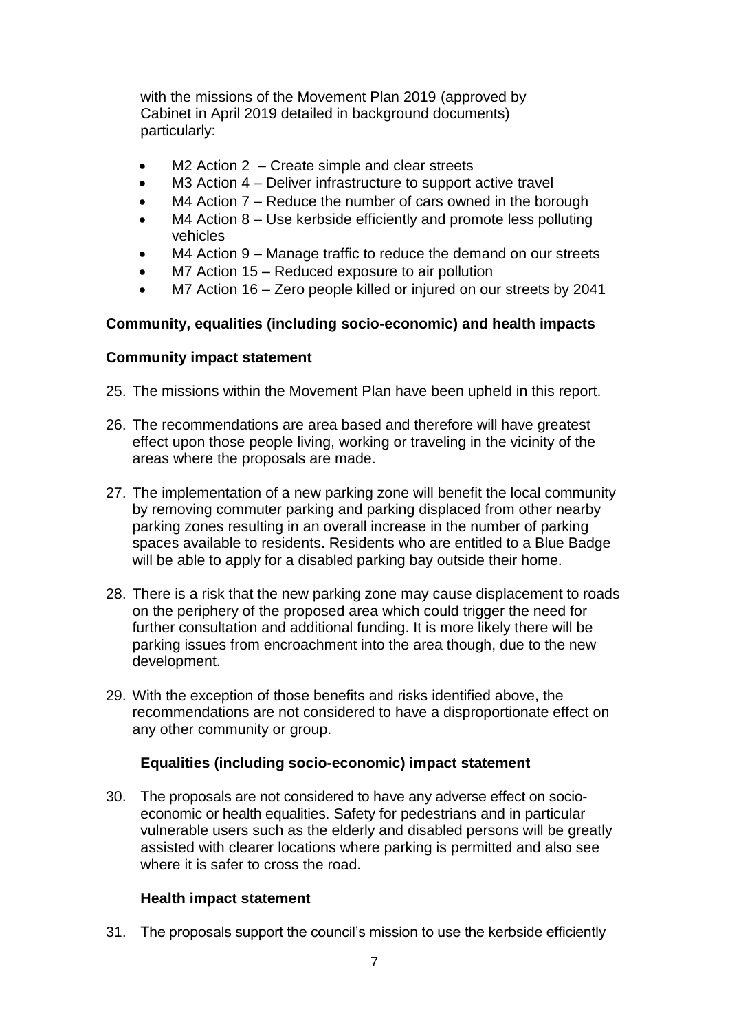with the missions of the Movement Plan 2019 (approved by Cabinet in April 2019 detailed in background documents) particularly:

- M2 Action 2 – Create simple and clear streets
- M3 Action 4 – Deliver infrastructure to support active travel
- M4 Action 7 – Reduce the number of cars owned in the borough
- M4 Action 8 – Use kerbside efficiently and promote less polluting vehicles
- M4 Action 9 – Manage traffic to reduce the demand on our streets
- M7 Action 15 – Reduced exposure to air pollution
- M7 Action 16 – Zero people killed or injured on our streets by 2041

**Community, equalities (including socio-economic) and health impacts**

**Community impact statement**

25. The missions within the Movement Plan have been upheld in this report.

26. The recommendations are area based and therefore will have greatest effect upon those people living, working or traveling in the vicinity of the areas where the proposals are made.

27. The implementation of a new parking zone will benefit the local community by removing commuter parking and parking displaced from other nearby parking zones resulting in an overall increase in the number of parking spaces available to residents. Residents who are entitled to a Blue Badge will be able to apply for a disabled parking bay outside their home.

28. There is a risk that the new parking zone may cause displacement to roads on the periphery of the proposed area which could trigger the need for further consultation and additional funding. It is more likely there will be parking issues from encroachment into the area though, due to the new development.

29. With the exception of those benefits and risks identified above, the recommendations are not considered to have a disproportionate effect on any other community or group.

**Equalities (including socio-economic) impact statement**

30. The proposals are not considered to have any adverse effect on socio-economic or health equalities. Safety for pedestrians and in particular vulnerable users such as the elderly and disabled persons will be greatly assisted with clearer locations where parking is permitted and also see where it is safer to cross the road.

**Health impact statement**

31. The proposals support the council's mission to use the kerbside efficiently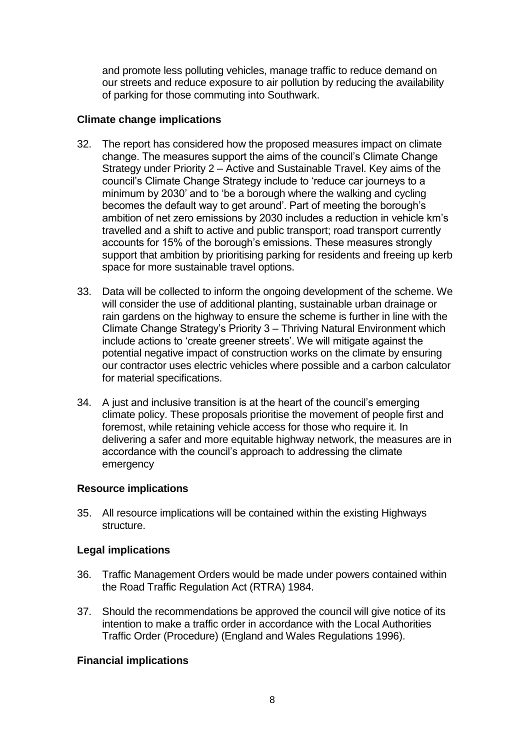and promote less polluting vehicles, manage traffic to reduce demand on our streets and reduce exposure to air pollution by reducing the availability of parking for those commuting into Southwark.

**Climate change implications**

32. The report has considered how the proposed measures impact on climate change. The measures support the aims of the council's Climate Change Strategy under Priority 2 – Active and Sustainable Travel. Key aims of the council's Climate Change Strategy include to 'reduce car journeys to a minimum by 2030' and to 'be a borough where the walking and cycling becomes the default way to get around'. Part of meeting the borough's ambition of net zero emissions by 2030 includes a reduction in vehicle km's travelled and a shift to active and public transport; road transport currently accounts for 15% of the borough's emissions. These measures strongly support that ambition by prioritising parking for residents and freeing up kerb space for more sustainable travel options.

33. Data will be collected to inform the ongoing development of the scheme. We will consider the use of additional planting, sustainable urban drainage or rain gardens on the highway to ensure the scheme is further in line with the Climate Change Strategy's Priority 3 – Thriving Natural Environment which include actions to 'create greener streets'. We will mitigate against the potential negative impact of construction works on the climate by ensuring our contractor uses electric vehicles where possible and a carbon calculator for material specifications.

34. A just and inclusive transition is at the heart of the council's emerging climate policy. These proposals prioritise the movement of people first and foremost, while retaining vehicle access for those who require it. In delivering a safer and more equitable highway network, the measures are in accordance with the council's approach to addressing the climate emergency

**Resource implications**

35. All resource implications will be contained within the existing Highways structure.

**Legal implications**

36. Traffic Management Orders would be made under powers contained within the Road Traffic Regulation Act (RTRA) 1984.

37. Should the recommendations be approved the council will give notice of its intention to make a traffic order in accordance with the Local Authorities Traffic Order (Procedure) (England and Wales Regulations 1996).

**Financial implications**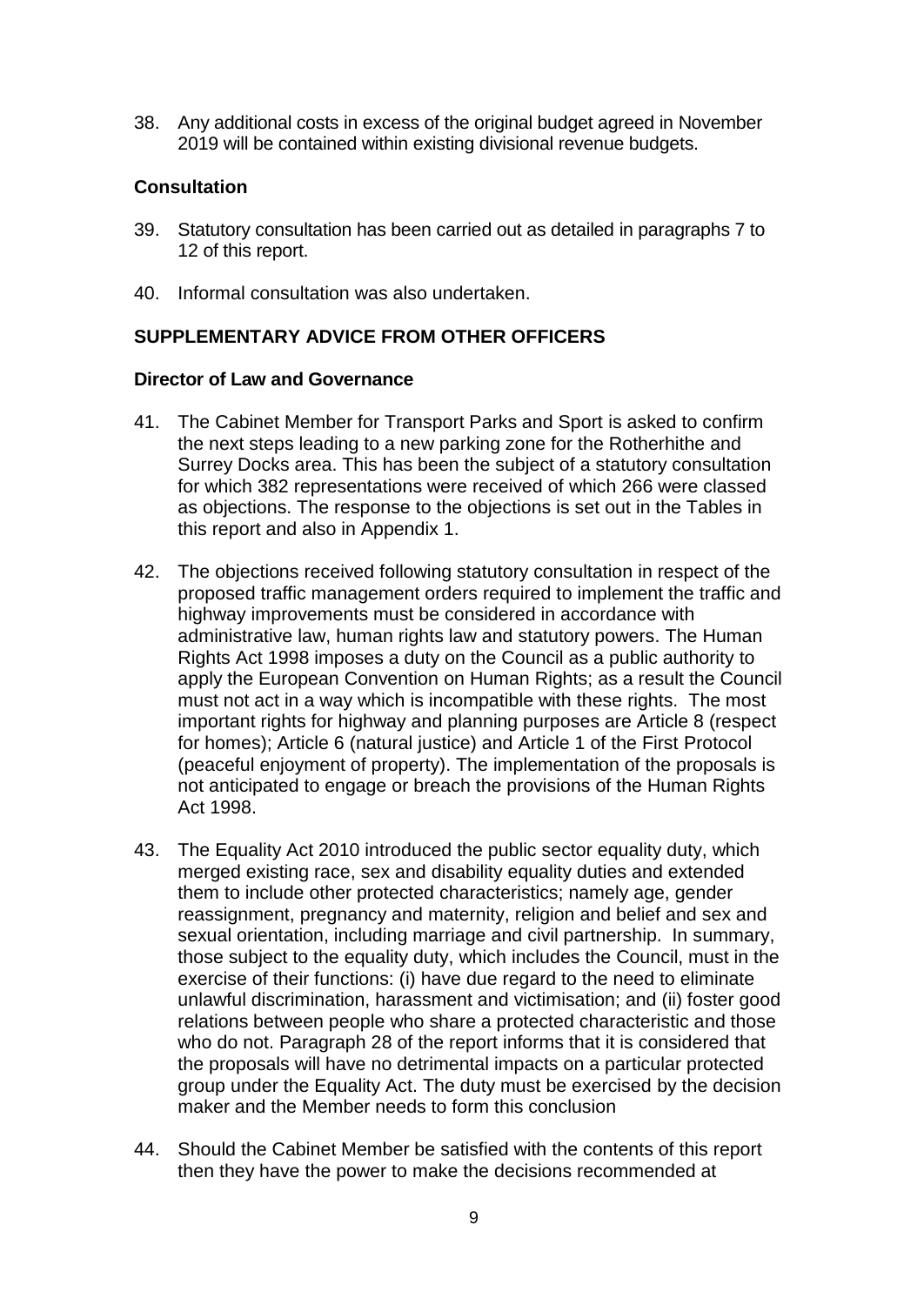38. Any additional costs in excess of the original budget agreed in November 2019 will be contained within existing divisional revenue budgets.

**Consultation**

39. Statutory consultation has been carried out as detailed in paragraphs 7 to 12 of this report.

40. Informal consultation was also undertaken.

**SUPPLEMENTARY ADVICE FROM OTHER OFFICERS**

**Director of Law and Governance**

41. The Cabinet Member for Transport Parks and Sport is asked to confirm the next steps leading to a new parking zone for the Rotherhithe and Surrey Docks area. This has been the subject of a statutory consultation for which 382 representations were received of which 266 were classed as objections. The response to the objections is set out in the Tables in this report and also in Appendix 1.

42. The objections received following statutory consultation in respect of the proposed traffic management orders required to implement the traffic and highway improvements must be considered in accordance with administrative law, human rights law and statutory powers. The Human Rights Act 1998 imposes a duty on the Council as a public authority to apply the European Convention on Human Rights; as a result the Council must not act in a way which is incompatible with these rights. The most important rights for highway and planning purposes are Article 8 (respect for homes); Article 6 (natural justice) and Article 1 of the First Protocol (peaceful enjoyment of property). The implementation of the proposals is not anticipated to engage or breach the provisions of the Human Rights Act 1998.

43. The Equality Act 2010 introduced the public sector equality duty, which merged existing race, sex and disability equality duties and extended them to include other protected characteristics; namely age, gender reassignment, pregnancy and maternity, religion and belief and sex and sexual orientation, including marriage and civil partnership. In summary, those subject to the equality duty, which includes the Council, must in the exercise of their functions: (i) have due regard to the need to eliminate unlawful discrimination, harassment and victimisation; and (ii) foster good relations between people who share a protected characteristic and those who do not. Paragraph 28 of the report informs that it is considered that the proposals will have no detrimental impacts on a particular protected group under the Equality Act. The duty must be exercised by the decision maker and the Member needs to form this conclusion

44. Should the Cabinet Member be satisfied with the contents of this report then they have the power to make the decisions recommended at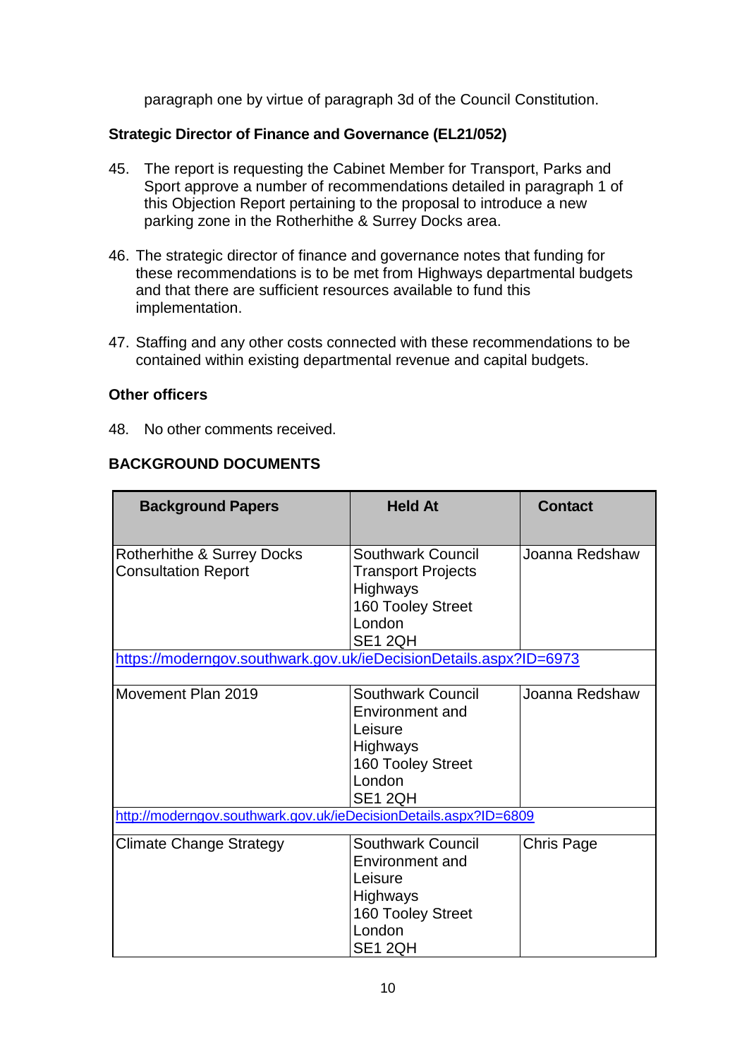paragraph one by virtue of paragraph 3d of the Council Constitution.

**Strategic Director of Finance and Governance (EL21/052)**

45. The report is requesting the Cabinet Member for Transport, Parks and Sport approve a number of recommendations detailed in paragraph 1 of this Objection Report pertaining to the proposal to introduce a new parking zone in the Rotherhithe & Surrey Docks area.

46. The strategic director of finance and governance notes that funding for these recommendations is to be met from Highways departmental budgets and that there are sufficient resources available to fund this implementation.

47. Staffing and any other costs connected with these recommendations to be contained within existing departmental revenue and capital budgets.

**Other officers**

48. No other comments received.

## BACKGROUND DOCUMENTS

| Background Papers | Held At | Contact |
|---|---|---|
| Rotherhithe & Surrey Docks Consultation Report | Southwark Council Transport Projects Highways 160 Tooley Street London SE1 2QH | Joanna Redshaw |
| https://moderngov.southwark.gov.uk/ieDecisionDetails.aspx?ID=6973 | | |
| Movement Plan 2019 | Southwark Council Environment and Leisure Highways 160 Tooley Street London SE1 2QH | Joanna Redshaw |
| http://moderngov.southwark.gov.uk/ieDecisionDetails.aspx?ID=6809 | | |
| Climate Change Strategy | Southwark Council Environment and Leisure Highways 160 Tooley Street London SE1 2QH | Chris Page |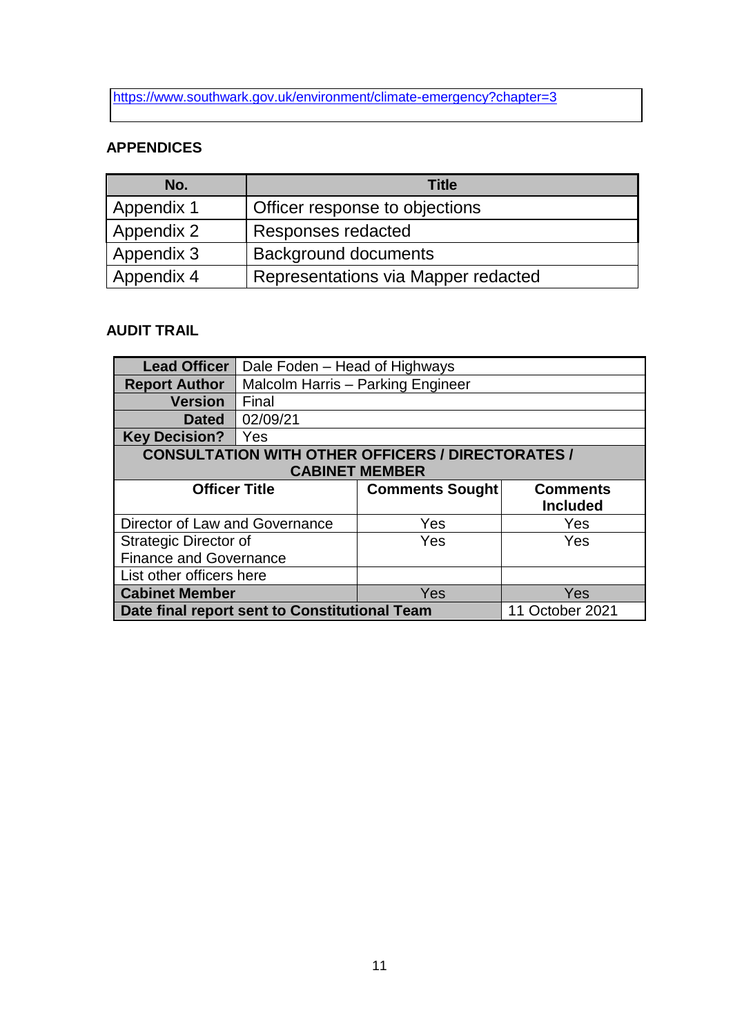https://www.southwark.gov.uk/environment/climate-emergency?chapter=3

**APPENDICES**

| No. | Title |
|---|---|
| Appendix 1 | Officer response to objections |
| Appendix 2 | Responses redacted |
| Appendix 3 | Background documents |
| Appendix 4 | Representations via Mapper redacted |

**AUDIT TRAIL**

| | | |
|---|---|---|
| **Lead Officer** | Dale Foden – Head of Highways | |
| **Report Author** | Malcolm Harris – Parking Engineer | |
| **Version** | Final | |
| **Dated** | 02/09/21 | |
| **Key Decision?** | Yes | |
| **CONSULTATION WITH OTHER OFFICERS / DIRECTORATES / CABINET MEMBER** | | |
| **Officer Title** | **Comments Sought** | **Comments Included** |
| Director of Law and Governance | Yes | Yes |
| Strategic Director of Finance and Governance | Yes | Yes |
| List other officers here | | |
| **Cabinet Member** | Yes | Yes |
| **Date final report sent to Constitutional Team** | | 11 October 2021 |